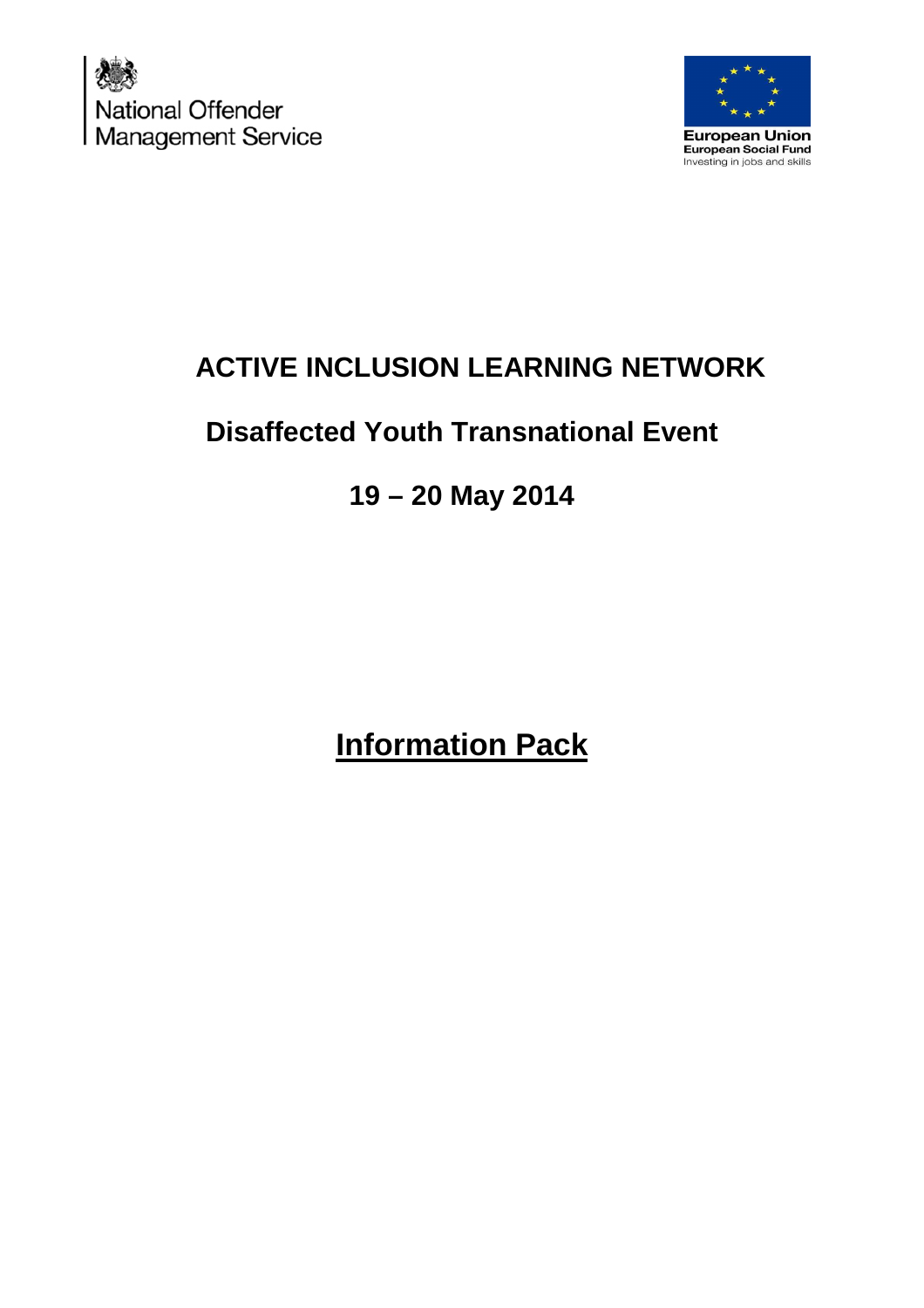National Offender Management Service

European Union
European Social Fund
Investing in jobs and skills

# ACTIVE INCLUSION LEARNING NETWORK

## Disaffected Youth Transnational Event

## 19 – 20 May 2014

# Information Pack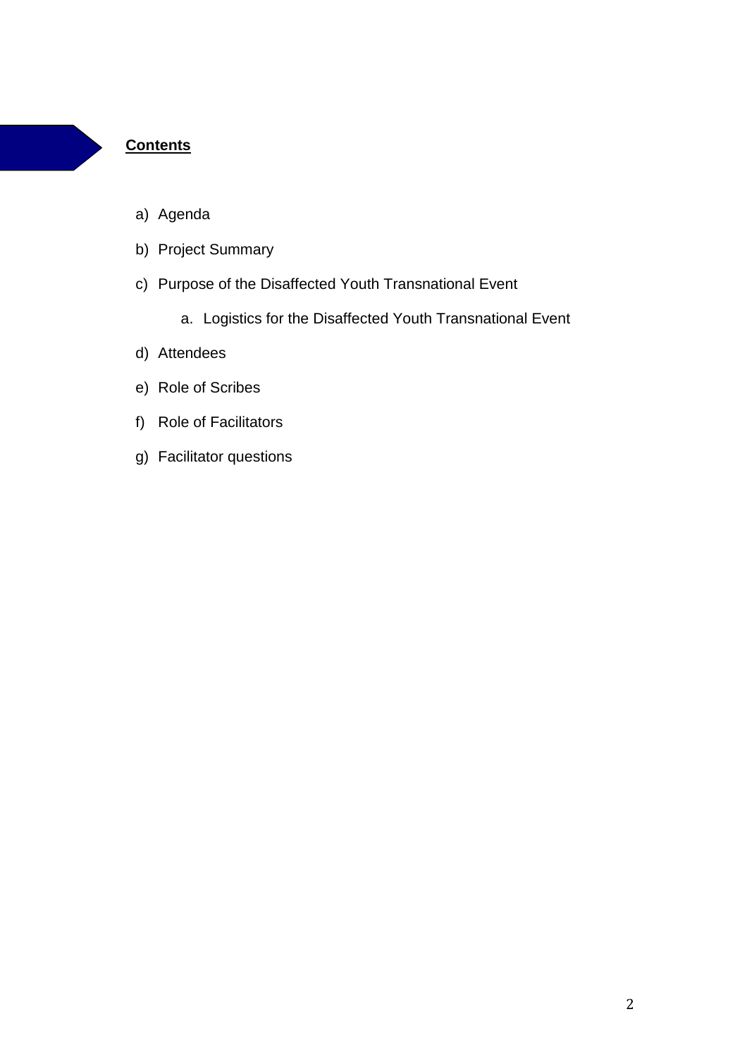## **Contents**

a) Agenda

b) Project Summary

c) Purpose of the Disaffected Youth Transnational Event

    a. Logistics for the Disaffected Youth Transnational Event

d) Attendees

e) Role of Scribes

f) Role of Facilitators

g) Facilitator questions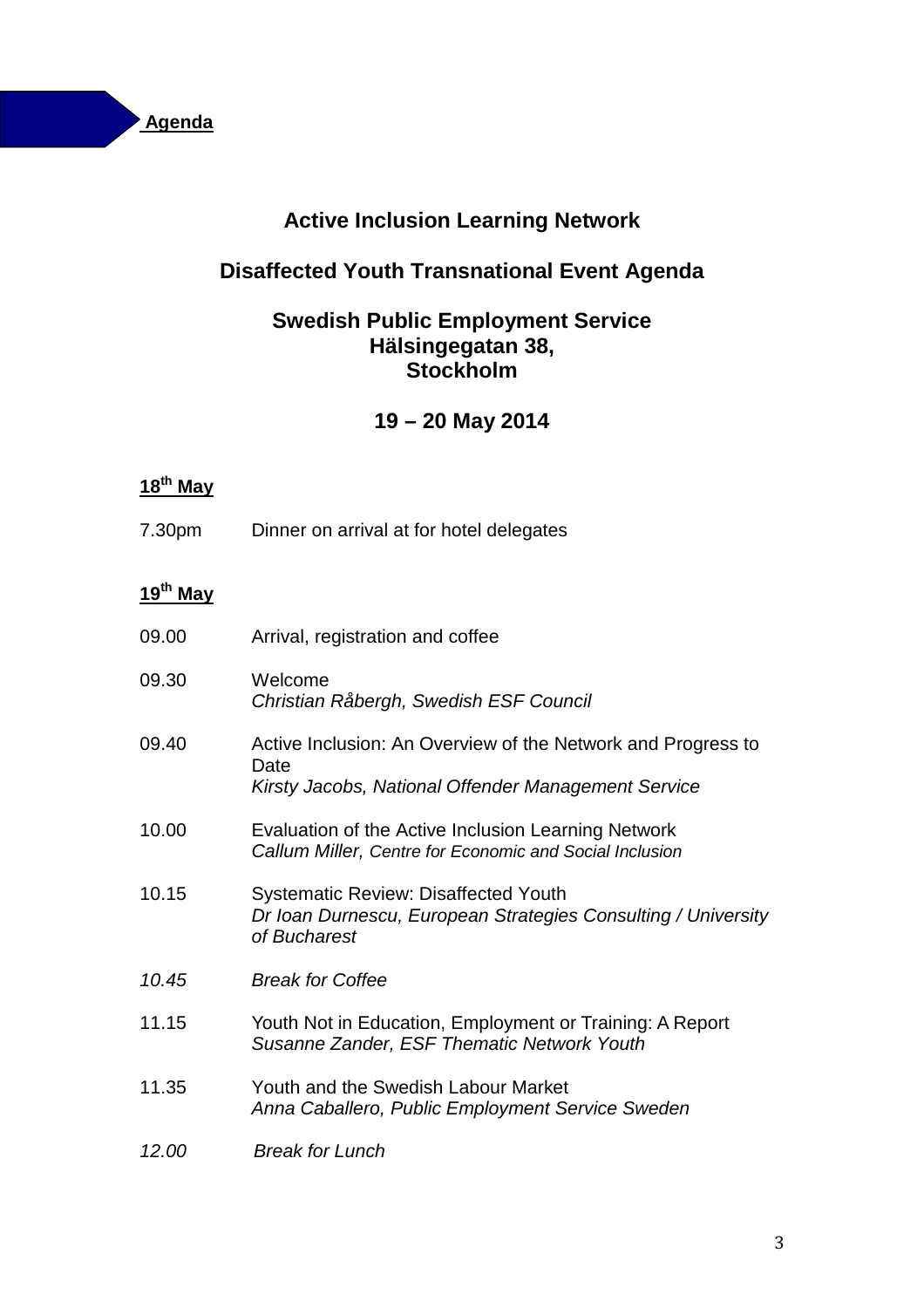**Agenda**

## Active Inclusion Learning Network

## Disaffected Youth Transnational Event Agenda

### Swedish Public Employment Service
### Hälsingegatan 38,
### Stockholm

### 19 – 20 May 2014

**18th May**

7.30pm Dinner on arrival at for hotel delegates

**19th May**

09.00 Arrival, registration and coffee

09.30 Welcome
*Christian Råbergh, Swedish ESF Council*

09.40 Active Inclusion: An Overview of the Network and Progress to Date
*Kirsty Jacobs, National Offender Management Service*

10.00 Evaluation of the Active Inclusion Learning Network
*Callum Miller, Centre for Economic and Social Inclusion*

10.15 Systematic Review: Disaffected Youth
*Dr Ioan Durnescu, European Strategies Consulting / University of Bucharest*

*10.45 Break for Coffee*

11.15 Youth Not in Education, Employment or Training: A Report
*Susanne Zander, ESF Thematic Network Youth*

11.35 Youth and the Swedish Labour Market
*Anna Caballero, Public Employment Service Sweden*

*12.00 Break for Lunch*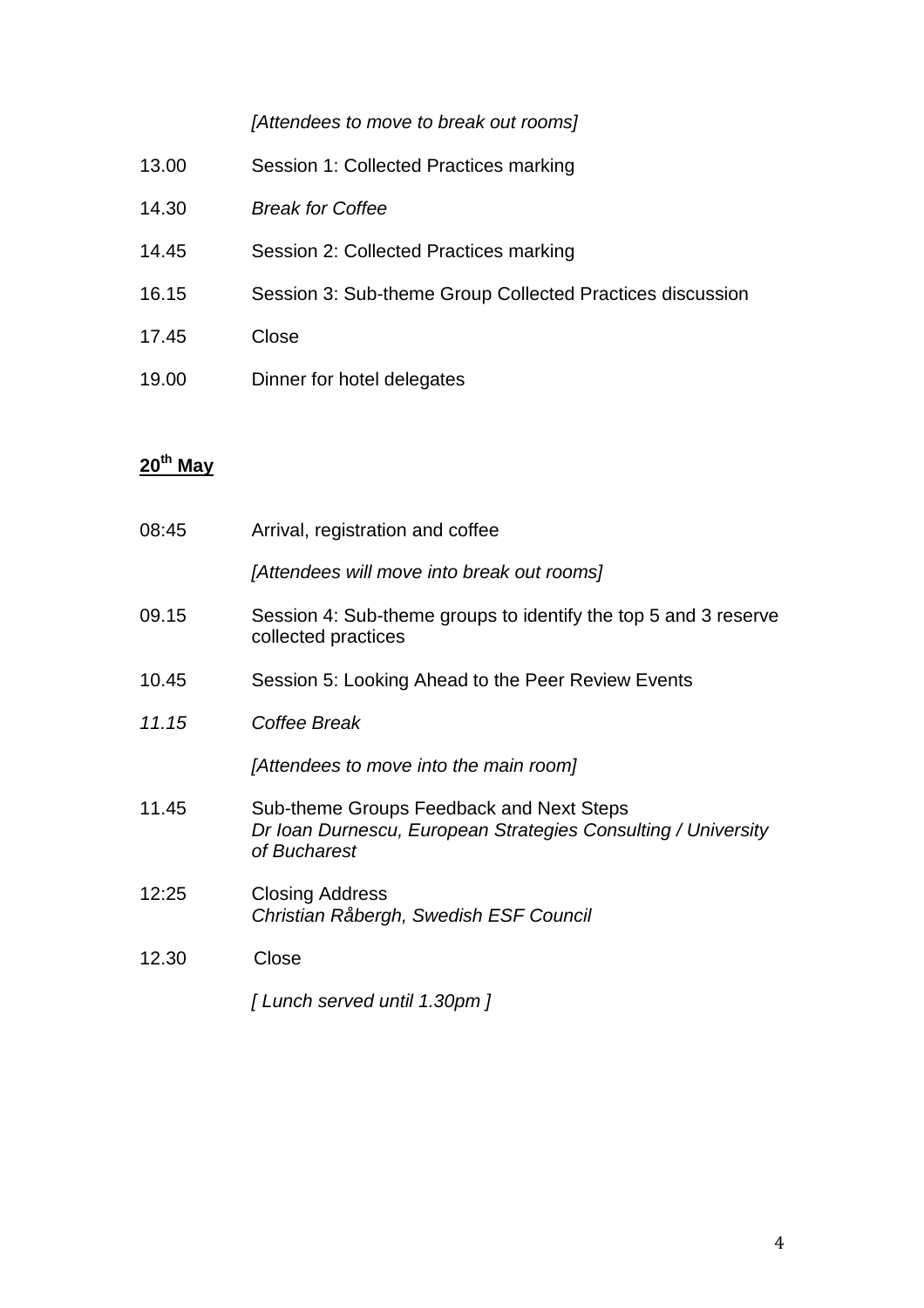*[Attendees to move to break out rooms]*

13.00 Session 1: Collected Practices marking

14.30 *Break for Coffee*

14.45 Session 2: Collected Practices marking

16.15 Session 3: Sub-theme Group Collected Practices discussion

17.45 Close

19.00 Dinner for hotel delegates

**20th May**

08:45 Arrival, registration and coffee

*[Attendees will move into break out rooms]*

09.15 Session 4: Sub-theme groups to identify the top 5 and 3 reserve collected practices

10.45 Session 5: Looking Ahead to the Peer Review Events

*11.15 Coffee Break*

*[Attendees to move into the main room]*

11.45 Sub-theme Groups Feedback and Next Steps
*Dr Ioan Durnescu, European Strategies Consulting / University of Bucharest*

12:25 Closing Address
*Christian Råbergh, Swedish ESF Council*

12.30 Close

*[ Lunch served until 1.30pm ]*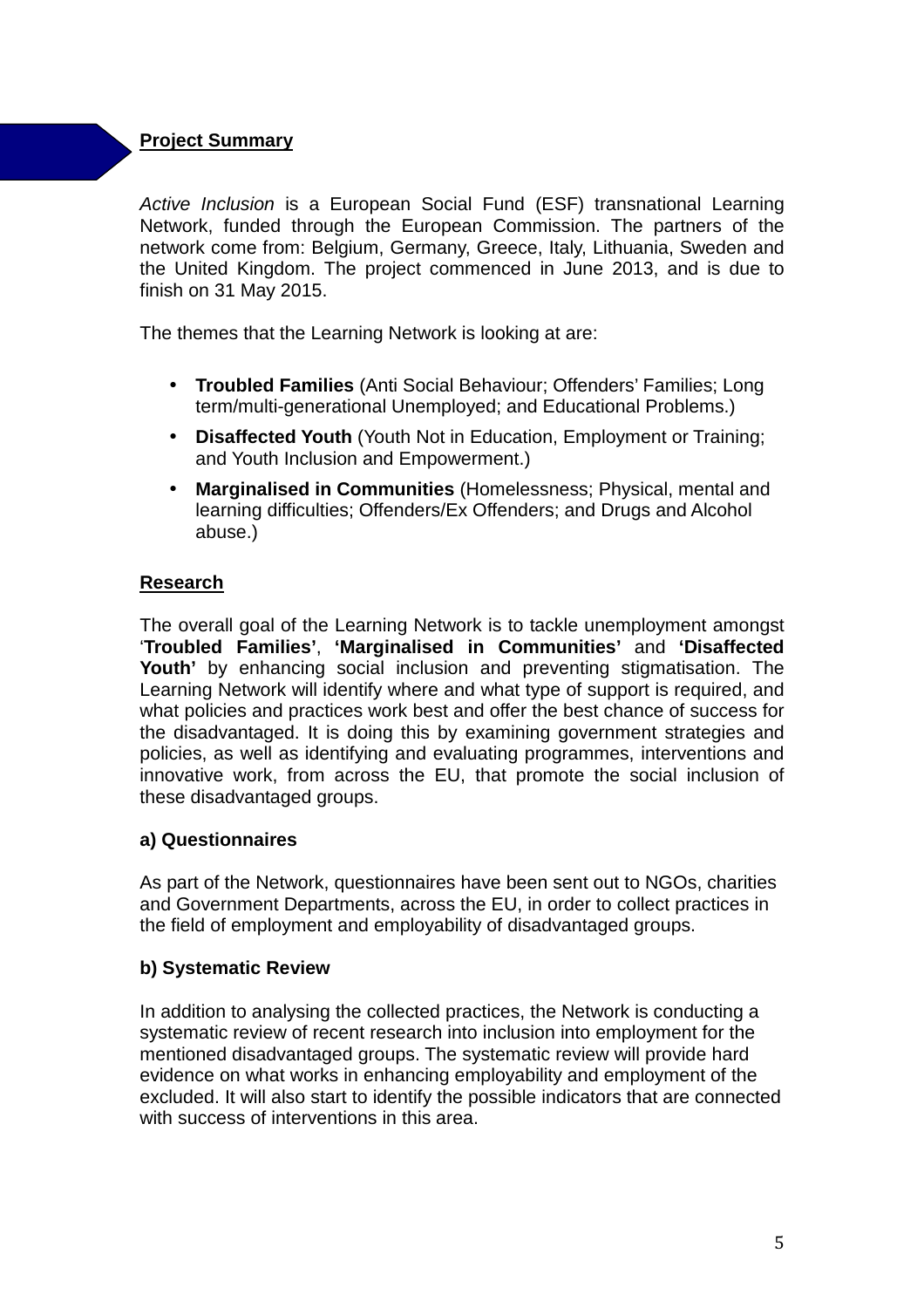## Project Summary

*Active Inclusion* is a European Social Fund (ESF) transnational Learning Network, funded through the European Commission. The partners of the network come from: Belgium, Germany, Greece, Italy, Lithuania, Sweden and the United Kingdom. The project commenced in June 2013, and is due to finish on 31 May 2015.

The themes that the Learning Network is looking at are:

- **Troubled Families** (Anti Social Behaviour; Offenders' Families; Long term/multi-generational Unemployed; and Educational Problems.)
- **Disaffected Youth** (Youth Not in Education, Employment or Training; and Youth Inclusion and Empowerment.)
- **Marginalised in Communities** (Homelessness; Physical, mental and learning difficulties; Offenders/Ex Offenders; and Drugs and Alcohol abuse.)

## Research

The overall goal of the Learning Network is to tackle unemployment amongst '**Troubled Families'**, **'Marginalised in Communities'** and **'Disaffected Youth'** by enhancing social inclusion and preventing stigmatisation. The Learning Network will identify where and what type of support is required, and what policies and practices work best and offer the best chance of success for the disadvantaged. It is doing this by examining government strategies and policies, as well as identifying and evaluating programmes, interventions and innovative work, from across the EU, that promote the social inclusion of these disadvantaged groups.

### a) Questionnaires

As part of the Network, questionnaires have been sent out to NGOs, charities and Government Departments, across the EU, in order to collect practices in the field of employment and employability of disadvantaged groups.

### b) Systematic Review

In addition to analysing the collected practices, the Network is conducting a systematic review of recent research into inclusion into employment for the mentioned disadvantaged groups. The systematic review will provide hard evidence on what works in enhancing employability and employment of the excluded. It will also start to identify the possible indicators that are connected with success of interventions in this area.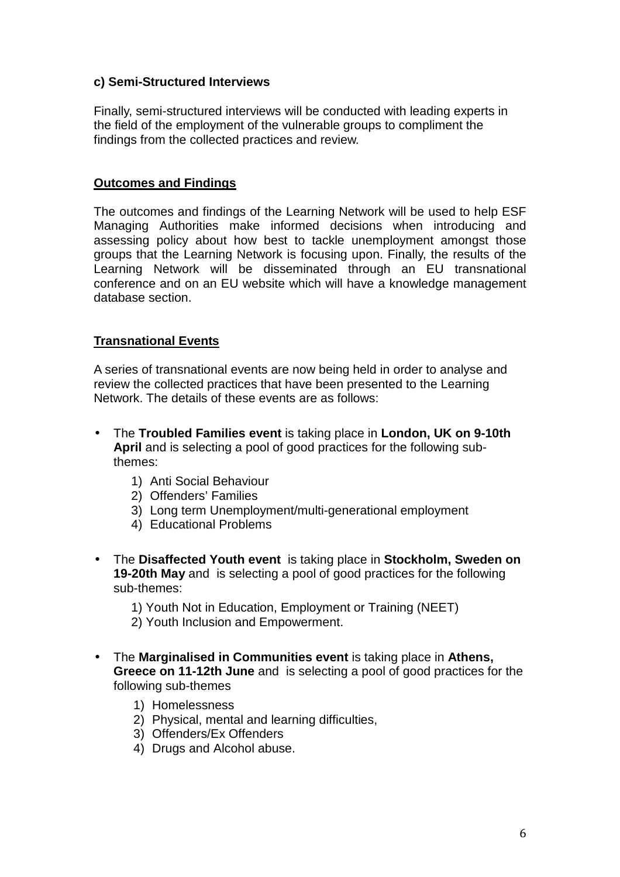**c) Semi-Structured Interviews**

Finally, semi-structured interviews will be conducted with leading experts in the field of the employment of the vulnerable groups to compliment the findings from the collected practices and review.

## Outcomes and Findings

The outcomes and findings of the Learning Network will be used to help ESF Managing Authorities make informed decisions when introducing and assessing policy about how best to tackle unemployment amongst those groups that the Learning Network is focusing upon. Finally, the results of the Learning Network will be disseminated through an EU transnational conference and on an EU website which will have a knowledge management database section.

## Transnational Events

A series of transnational events are now being held in order to analyse and review the collected practices that have been presented to the Learning Network. The details of these events are as follows:

- The **Troubled Families event** is taking place in **London, UK on 9-10th April** and is selecting a pool of good practices for the following sub-themes:
    1) Anti Social Behaviour
    2) Offenders' Families
    3) Long term Unemployment/multi-generational employment
    4) Educational Problems

- The **Disaffected Youth event** is taking place in **Stockholm, Sweden on 19-20th May** and is selecting a pool of good practices for the following sub-themes:
    1) Youth Not in Education, Employment or Training (NEET)
    2) Youth Inclusion and Empowerment.

- The **Marginalised in Communities event** is taking place in **Athens, Greece on 11-12th June** and is selecting a pool of good practices for the following sub-themes
    1) Homelessness
    2) Physical, mental and learning difficulties,
    3) Offenders/Ex Offenders
    4) Drugs and Alcohol abuse.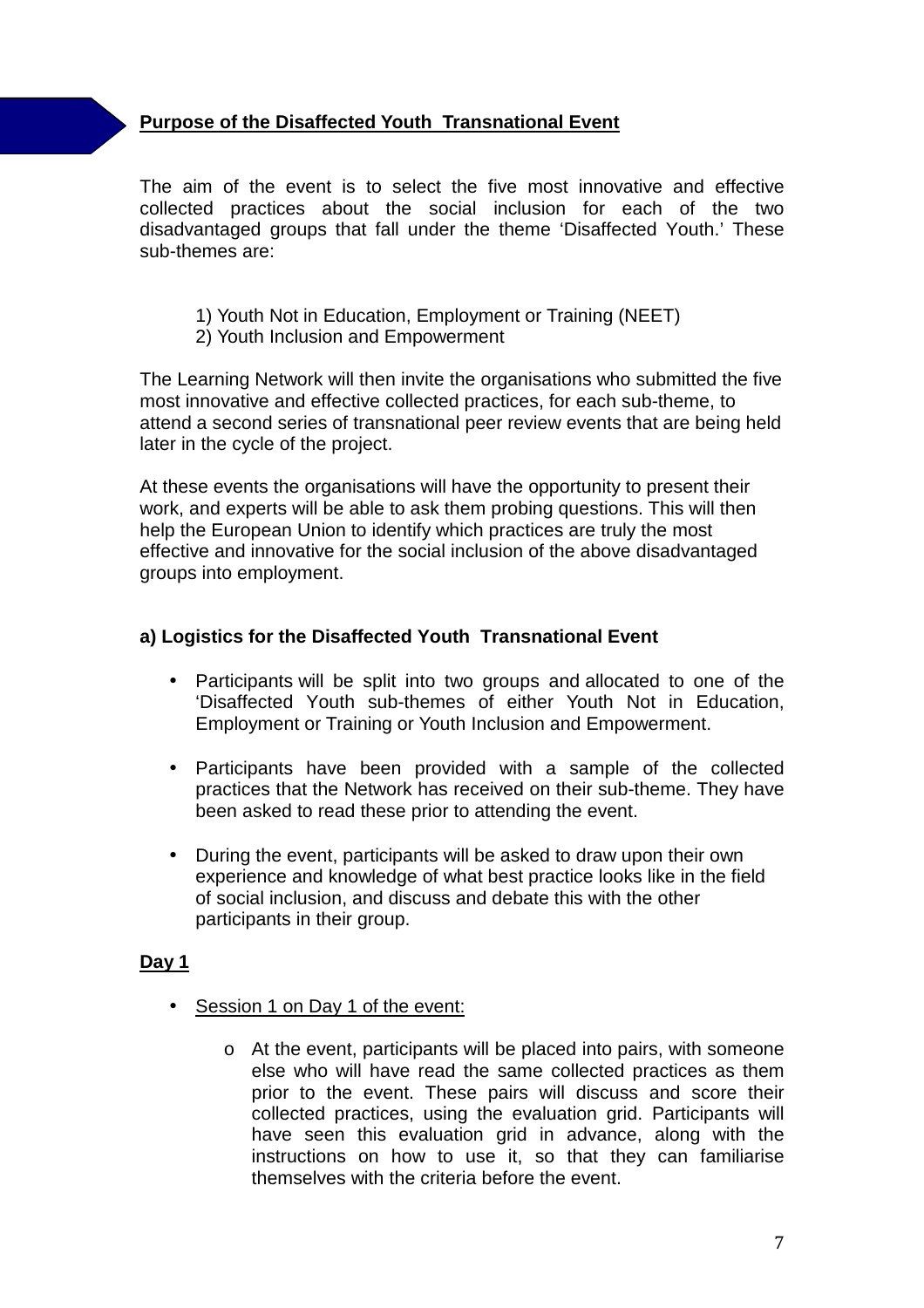## Purpose of the Disaffected Youth Transnational Event

The aim of the event is to select the five most innovative and effective collected practices about the social inclusion for each of the two disadvantaged groups that fall under the theme 'Disaffected Youth.' These sub-themes are:

1) Youth Not in Education, Employment or Training (NEET)
2) Youth Inclusion and Empowerment

The Learning Network will then invite the organisations who submitted the five most innovative and effective collected practices, for each sub-theme, to attend a second series of transnational peer review events that are being held later in the cycle of the project.

At these events the organisations will have the opportunity to present their work, and experts will be able to ask them probing questions. This will then help the European Union to identify which practices are truly the most effective and innovative for the social inclusion of the above disadvantaged groups into employment.

### a) Logistics for the Disaffected Youth Transnational Event

- Participants will be split into two groups and allocated to one of the 'Disaffected Youth sub-themes of either Youth Not in Education, Employment or Training or Youth Inclusion and Empowerment.
- Participants have been provided with a sample of the collected practices that the Network has received on their sub-theme. They have been asked to read these prior to attending the event.
- During the event, participants will be asked to draw upon their own experience and knowledge of what best practice looks like in the field of social inclusion, and discuss and debate this with the other participants in their group.

**Day 1**

- Session 1 on Day 1 of the event:
  - At the event, participants will be placed into pairs, with someone else who will have read the same collected practices as them prior to the event. These pairs will discuss and score their collected practices, using the evaluation grid. Participants will have seen this evaluation grid in advance, along with the instructions on how to use it, so that they can familiarise themselves with the criteria before the event.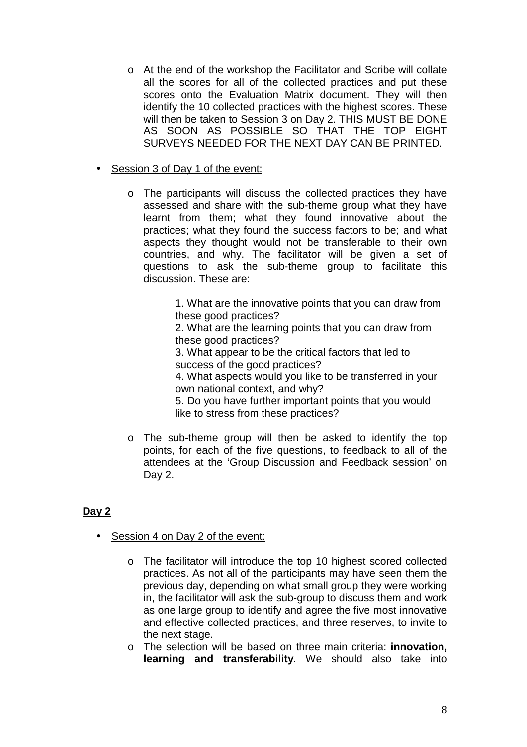- At the end of the workshop the Facilitator and Scribe will collate all the scores for all of the collected practices and put these scores onto the Evaluation Matrix document. They will then identify the 10 collected practices with the highest scores. These will then be taken to Session 3 on Day 2. THIS MUST BE DONE AS SOON AS POSSIBLE SO THAT THE TOP EIGHT SURVEYS NEEDED FOR THE NEXT DAY CAN BE PRINTED.

- <u>Session 3 of Day 1 of the event:</u>

  - The participants will discuss the collected practices they have assessed and share with the sub-theme group what they have learnt from them; what they found innovative about the practices; what they found the success factors to be; and what aspects they thought would not be transferable to their own countries, and why. The facilitator will be given a set of questions to ask the sub-theme group to facilitate this discussion. These are:

    1. What are the innovative points that you can draw from these good practices?
    2. What are the learning points that you can draw from these good practices?
    3. What appear to be the critical factors that led to success of the good practices?
    4. What aspects would you like to be transferred in your own national context, and why?
    5. Do you have further important points that you would like to stress from these practices?

  - The sub-theme group will then be asked to identify the top points, for each of the five questions, to feedback to all of the attendees at the 'Group Discussion and Feedback session' on Day 2.

## <u>Day 2</u>

- <u>Session 4 on Day 2 of the event:</u>

  - The facilitator will introduce the top 10 highest scored collected practices. As not all of the participants may have seen them the previous day, depending on what small group they were working in, the facilitator will ask the sub-group to discuss them and work as one large group to identify and agree the five most innovative and effective collected practices, and three reserves, to invite to the next stage.
  - The selection will be based on three main criteria: **innovation, learning and transferability**. We should also take into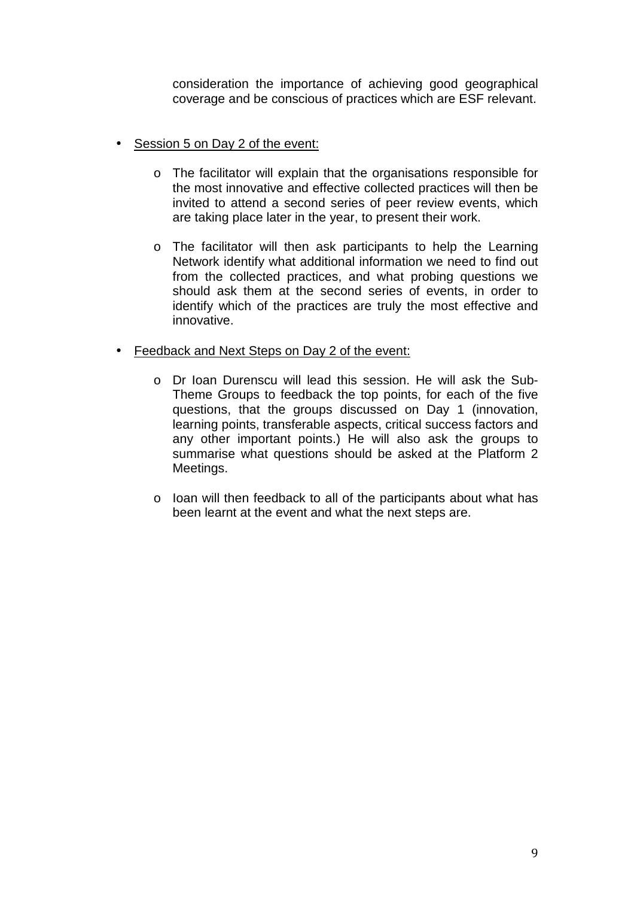consideration the importance of achieving good geographical coverage and be conscious of practices which are ESF relevant.

- Session 5 on Day 2 of the event:

    - The facilitator will explain that the organisations responsible for the most innovative and effective collected practices will then be invited to attend a second series of peer review events, which are taking place later in the year, to present their work.

    - The facilitator will then ask participants to help the Learning Network identify what additional information we need to find out from the collected practices, and what probing questions we should ask them at the second series of events, in order to identify which of the practices are truly the most effective and innovative.

- Feedback and Next Steps on Day 2 of the event:

    - Dr Ioan Durenscu will lead this session. He will ask the Sub-Theme Groups to feedback the top points, for each of the five questions, that the groups discussed on Day 1 (innovation, learning points, transferable aspects, critical success factors and any other important points.) He will also ask the groups to summarise what questions should be asked at the Platform 2 Meetings.

    - Ioan will then feedback to all of the participants about what has been learnt at the event and what the next steps are.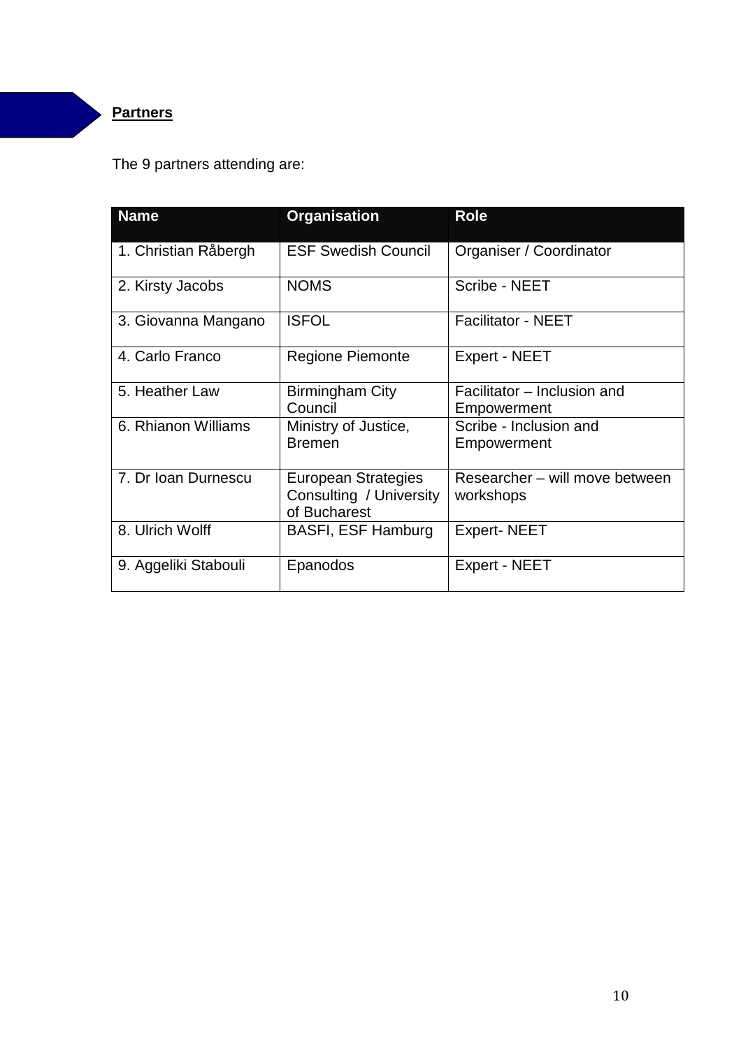## Partners

The 9 partners attending are:

| Name | Organisation | Role |
|---|---|---|
| 1. Christian Råbergh | ESF Swedish Council | Organiser / Coordinator |
| 2. Kirsty Jacobs | NOMS | Scribe - NEET |
| 3. Giovanna Mangano | ISFOL | Facilitator - NEET |
| 4. Carlo Franco | Regione Piemonte | Expert - NEET |
| 5. Heather Law | Birmingham City Council | Facilitator – Inclusion and Empowerment |
| 6. Rhianon Williams | Ministry of Justice, Bremen | Scribe - Inclusion and Empowerment |
| 7. Dr Ioan Durnescu | European Strategies Consulting / University of Bucharest | Researcher – will move between workshops |
| 8. Ulrich Wolff | BASFI, ESF Hamburg | Expert- NEET |
| 9. Aggeliki Stabouli | Epanodos | Expert - NEET |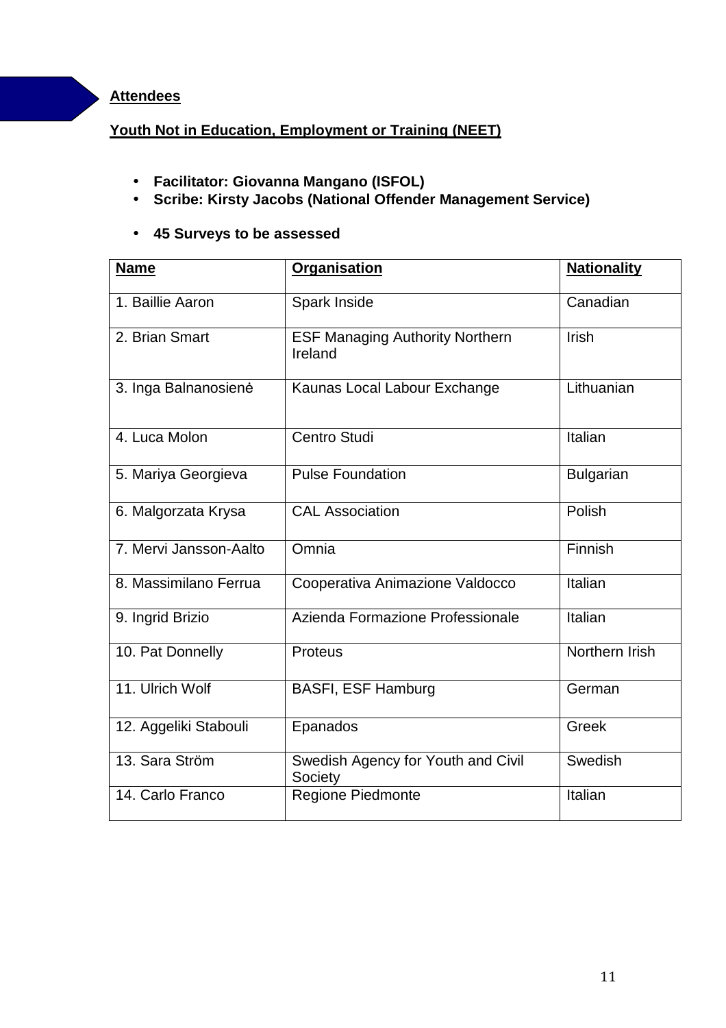**Attendees**

**Youth Not in Education, Employment or Training (NEET)**

- **Facilitator: Giovanna Mangano (ISFOL)**
- **Scribe: Kirsty Jacobs (National Offender Management Service)**

- **45 Surveys to be assessed**

| Name | Organisation | Nationality |
|---|---|---|
| 1. Baillie Aaron | Spark Inside | Canadian |
| 2. Brian Smart | ESF Managing Authority Northern Ireland | Irish |
| 3. Inga Balnanosienė | Kaunas Local Labour Exchange | Lithuanian |
| 4. Luca Molon | Centro Studi | Italian |
| 5. Mariya Georgieva | Pulse Foundation | Bulgarian |
| 6. Malgorzata Krysa | CAL Association | Polish |
| 7. Mervi Jansson-Aalto | Omnia | Finnish |
| 8. Massimilano Ferrua | Cooperativa Animazione Valdocco | Italian |
| 9. Ingrid Brizio | Azienda Formazione Professionale | Italian |
| 10. Pat Donnelly | Proteus | Northern Irish |
| 11. Ulrich Wolf | BASFI, ESF Hamburg | German |
| 12. Aggeliki Stabouli | Epanados | Greek |
| 13. Sara Ström | Swedish Agency for Youth and Civil Society | Swedish |
| 14. Carlo Franco | Regione Piedmonte | Italian |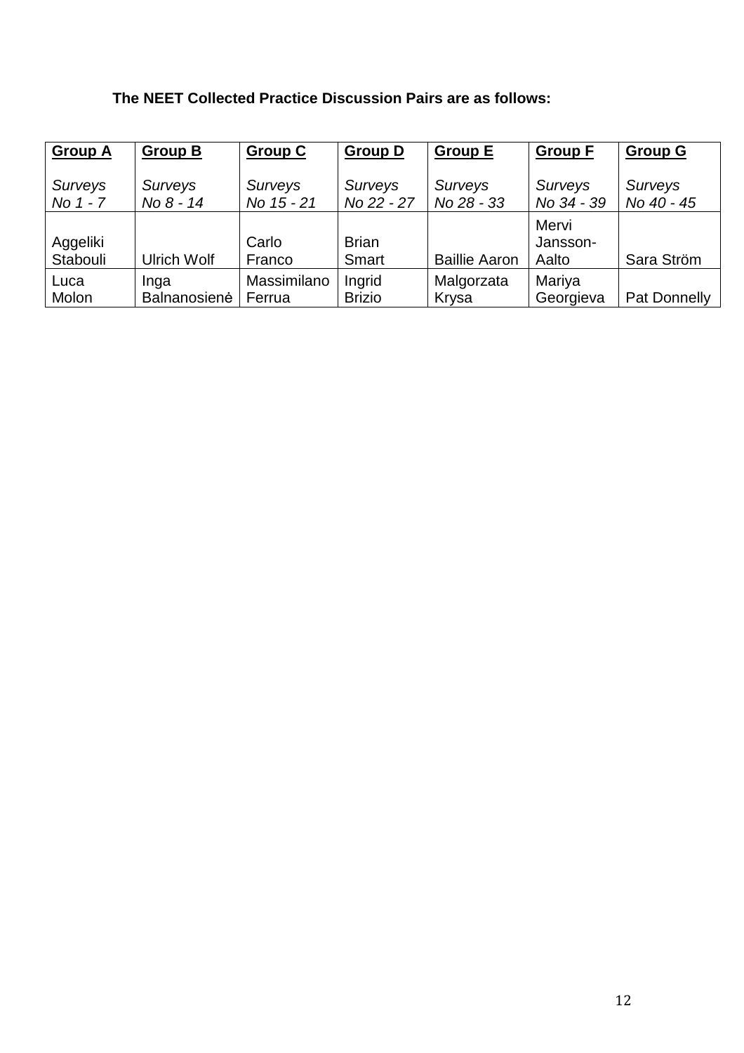**The NEET Collected Practice Discussion Pairs are as follows:**

| **Group A**<br><br>*Surveys No 1 - 7* | **Group B**<br><br>*Surveys No 8 - 14* | **Group C**<br><br>*Surveys No 15 - 21* | **Group D**<br><br>*Surveys No 22 - 27* | **Group E**<br><br>*Surveys No 28 - 33* | **Group F**<br><br>*Surveys No 34 - 39* | **Group G**<br><br>*Surveys No 40 - 45* |
|---|---|---|---|---|---|---|
| Aggeliki Stabouli | Ulrich Wolf | Carlo Franco | Brian Smart | Baillie Aaron | Mervi Jansson-Aalto | Sara Ström |
| Luca Molon | Inga Balnanosienė | Massimilano Ferrua | Ingrid Brizio | Malgorzata Krysa | Mariya Georgieva | Pat Donnelly |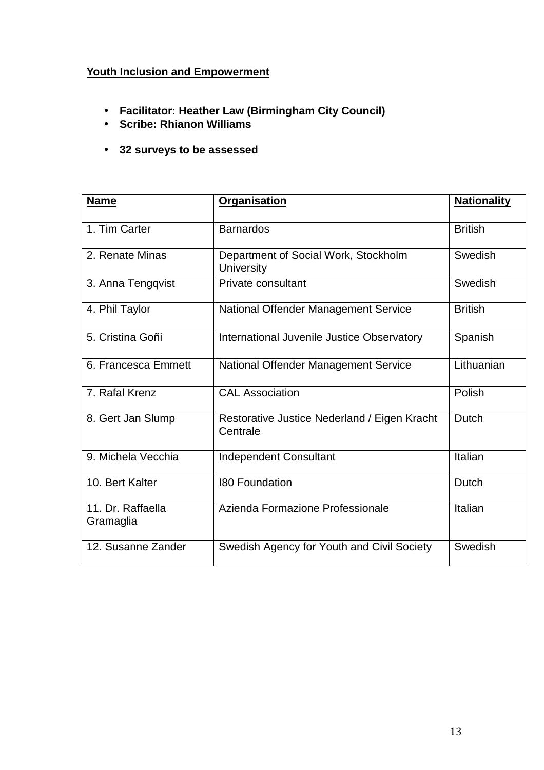**Youth Inclusion and Empowerment**

- **Facilitator: Heather Law (Birmingham City Council)**
- **Scribe: Rhianon Williams**

- **32 surveys to be assessed**

| **Name** | **Organisation** | **Nationality** |
|---|---|---|
| 1. Tim Carter | Barnardos | British |
| 2. Renate Minas | Department of Social Work, Stockholm University | Swedish |
| 3. Anna Tengqvist | Private consultant | Swedish |
| 4. Phil Taylor | National Offender Management Service | British |
| 5. Cristina Goñi | International Juvenile Justice Observatory | Spanish |
| 6. Francesca Emmett | National Offender Management Service | Lithuanian |
| 7. Rafal Krenz | CAL Association | Polish |
| 8. Gert Jan Slump | Restorative Justice Nederland / Eigen Kracht Centrale | Dutch |
| 9. Michela Vecchia | Independent Consultant | Italian |
| 10. Bert Kalter | I80 Foundation | Dutch |
| 11. Dr. Raffaella Gramaglia | Azienda Formazione Professionale | Italian |
| 12. Susanne Zander | Swedish Agency for Youth and Civil Society | Swedish |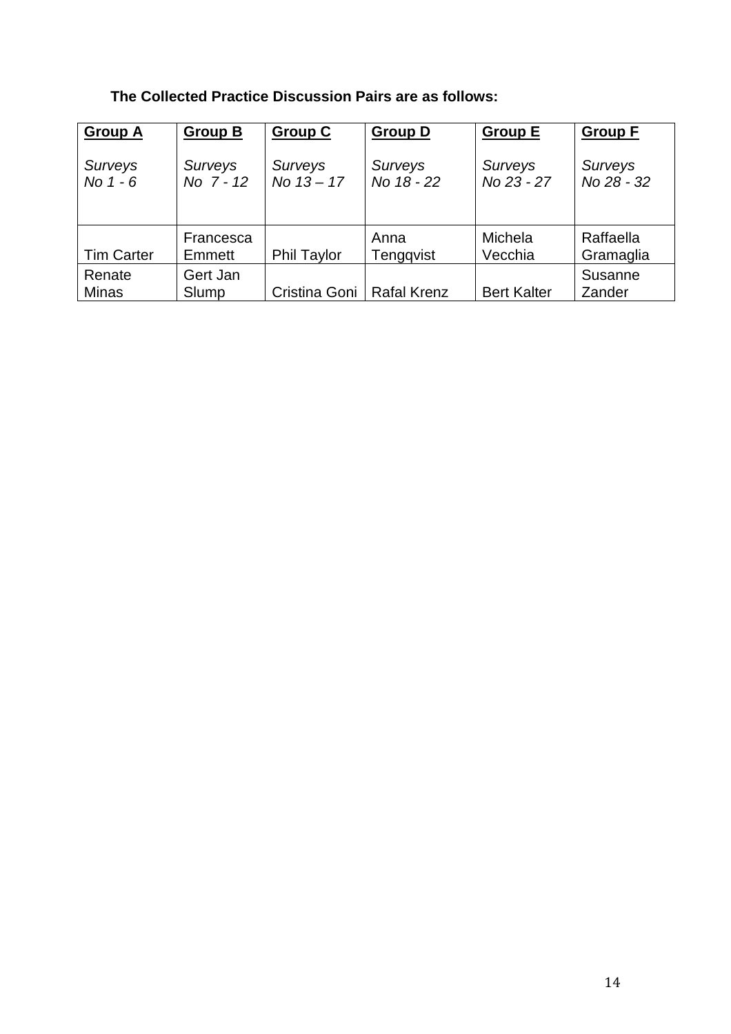**The Collected Practice Discussion Pairs are as follows:**

| **Group A**<br><br>*Surveys No 1 - 6* | **Group B**<br><br>*Surveys No 7 - 12* | **Group C**<br><br>*Surveys No 13 – 17* | **Group D**<br><br>*Surveys No 18 - 22* | **Group E**<br><br>*Surveys No 23 - 27* | **Group F**<br><br>*Surveys No 28 - 32* |
|---|---|---|---|---|---|
| Tim Carter | Francesca Emmett | Phil Taylor | Anna Tengqvist | Michela Vecchia | Raffaella Gramaglia |
| Renate Minas | Gert Jan Slump | Cristina Goni | Rafal Krenz | Bert Kalter | Susanne Zander |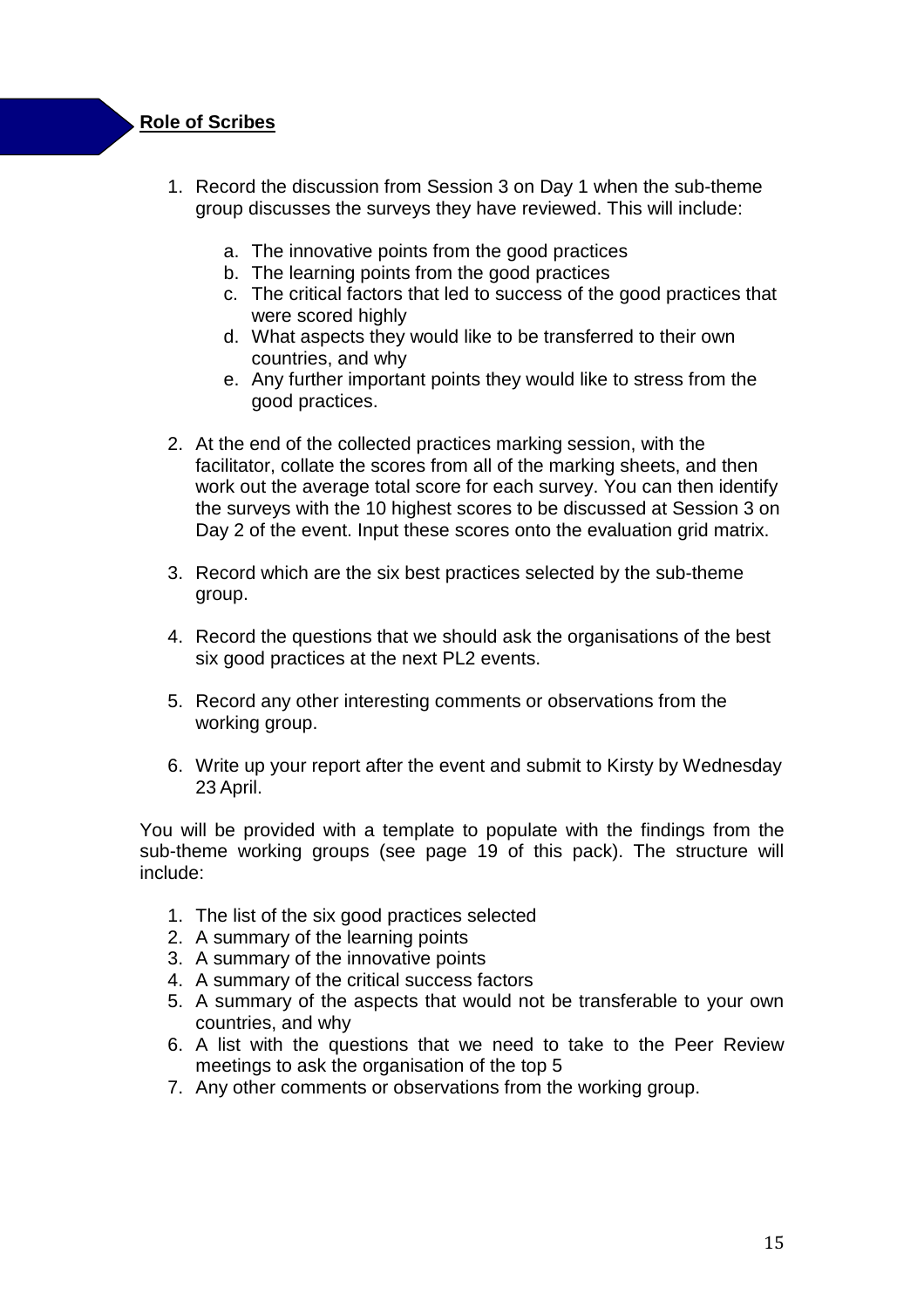## **Role of Scribes**

1. Record the discussion from Session 3 on Day 1 when the sub-theme group discusses the surveys they have reviewed. This will include:

    a. The innovative points from the good practices
    b. The learning points from the good practices
    c. The critical factors that led to success of the good practices that were scored highly
    d. What aspects they would like to be transferred to their own countries, and why
    e. Any further important points they would like to stress from the good practices.

2. At the end of the collected practices marking session, with the facilitator, collate the scores from all of the marking sheets, and then work out the average total score for each survey. You can then identify the surveys with the 10 highest scores to be discussed at Session 3 on Day 2 of the event. Input these scores onto the evaluation grid matrix.

3. Record which are the six best practices selected by the sub-theme group.

4. Record the questions that we should ask the organisations of the best six good practices at the next PL2 events.

5. Record any other interesting comments or observations from the working group.

6. Write up your report after the event and submit to Kirsty by Wednesday 23 April.

You will be provided with a template to populate with the findings from the sub-theme working groups (see page 19 of this pack). The structure will include:

1. The list of the six good practices selected
2. A summary of the learning points
3. A summary of the innovative points
4. A summary of the critical success factors
5. A summary of the aspects that would not be transferable to your own countries, and why
6. A list with the questions that we need to take to the Peer Review meetings to ask the organisation of the top 5
7. Any other comments or observations from the working group.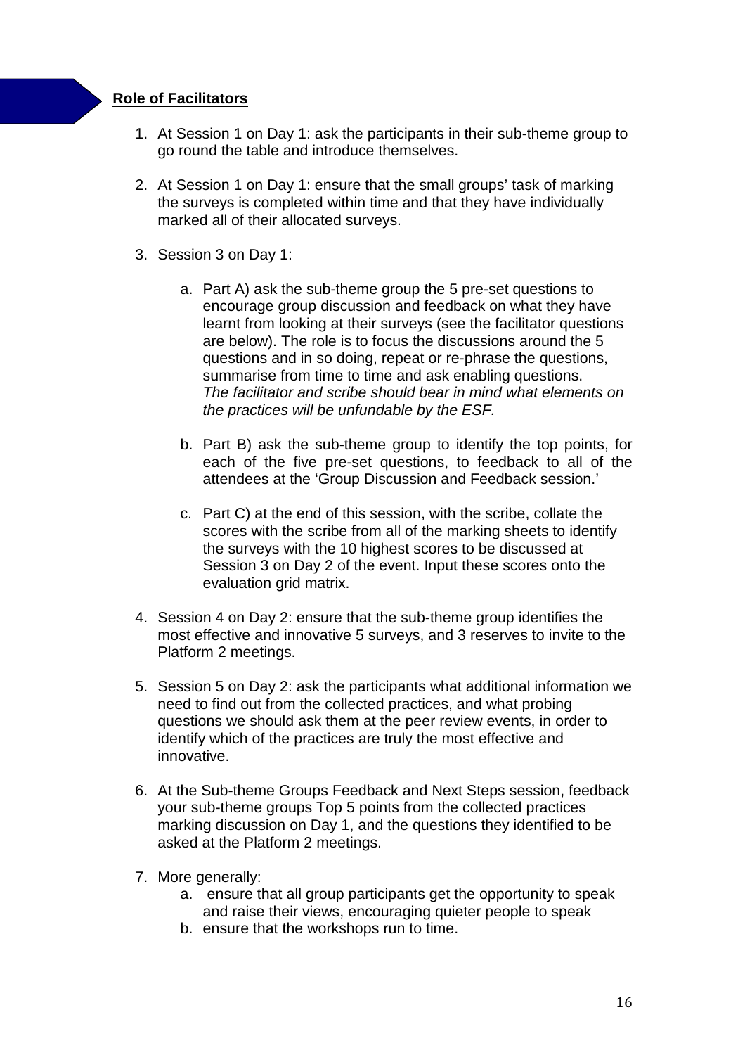**Role of Facilitators**

1. At Session 1 on Day 1: ask the participants in their sub-theme group to go round the table and introduce themselves.

2. At Session 1 on Day 1: ensure that the small groups' task of marking the surveys is completed within time and that they have individually marked all of their allocated surveys.

3. Session 3 on Day 1:

    a. Part A) ask the sub-theme group the 5 pre-set questions to encourage group discussion and feedback on what they have learnt from looking at their surveys (see the facilitator questions are below). The role is to focus the discussions around the 5 questions and in so doing, repeat or re-phrase the questions, summarise from time to time and ask enabling questions. *The facilitator and scribe should bear in mind what elements on the practices will be unfundable by the ESF.*

    b. Part B) ask the sub-theme group to identify the top points, for each of the five pre-set questions, to feedback to all of the attendees at the 'Group Discussion and Feedback session.'

    c. Part C) at the end of this session, with the scribe, collate the scores with the scribe from all of the marking sheets to identify the surveys with the 10 highest scores to be discussed at Session 3 on Day 2 of the event. Input these scores onto the evaluation grid matrix.

4. Session 4 on Day 2: ensure that the sub-theme group identifies the most effective and innovative 5 surveys, and 3 reserves to invite to the Platform 2 meetings.

5. Session 5 on Day 2: ask the participants what additional information we need to find out from the collected practices, and what probing questions we should ask them at the peer review events, in order to identify which of the practices are truly the most effective and innovative.

6. At the Sub-theme Groups Feedback and Next Steps session, feedback your sub-theme groups Top 5 points from the collected practices marking discussion on Day 1, and the questions they identified to be asked at the Platform 2 meetings.

7. More generally:
    a. ensure that all group participants get the opportunity to speak and raise their views, encouraging quieter people to speak
    b. ensure that the workshops run to time.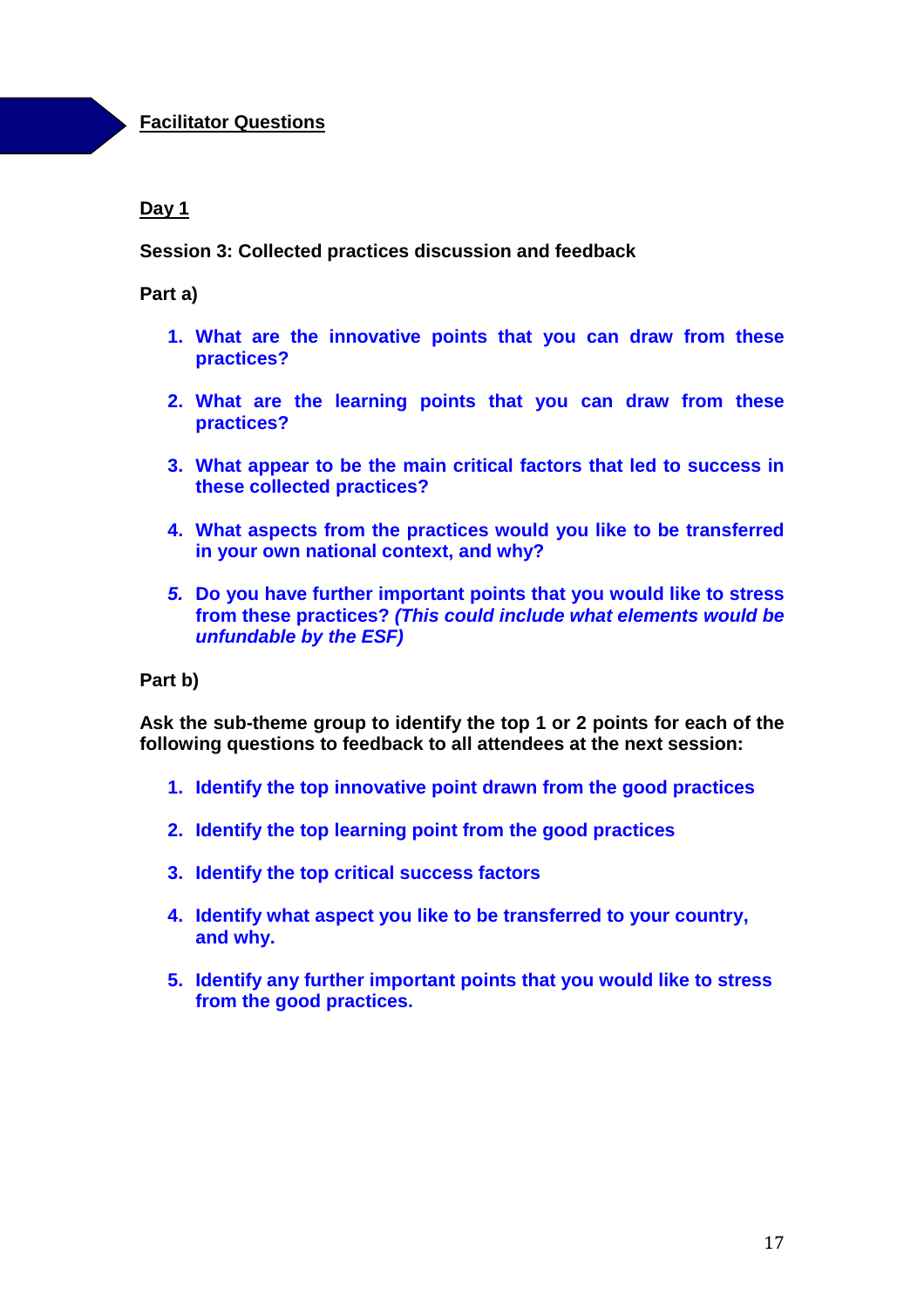## Facilitator Questions

### Day 1

**Session 3: Collected practices discussion and feedback**

**Part a)**

1. **What are the innovative points that you can draw from these practices?**

2. **What are the learning points that you can draw from these practices?**

3. **What appear to be the main critical factors that led to success in these collected practices?**

4. **What aspects from the practices would you like to be transferred in your own national context, and why?**

5. **Do you have further important points that you would like to stress from these practices? *(This could include what elements would be unfundable by the ESF)***

**Part b)**

**Ask the sub-theme group to identify the top 1 or 2 points for each of the following questions to feedback to all attendees at the next session:**

1. **Identify the top innovative point drawn from the good practices**

2. **Identify the top learning point from the good practices**

3. **Identify the top critical success factors**

4. **Identify what aspect you like to be transferred to your country, and why.**

5. **Identify any further important points that you would like to stress from the good practices.**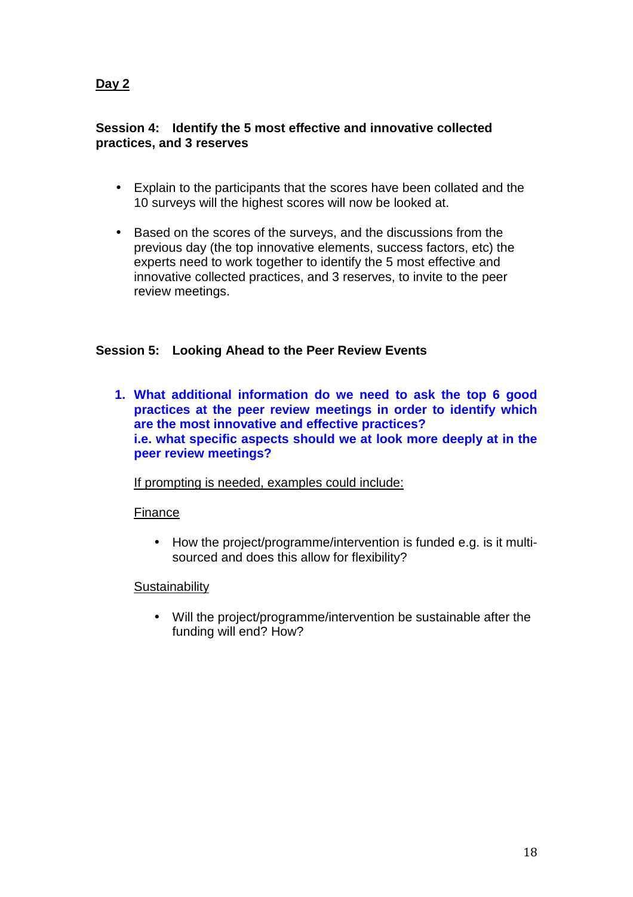**Day 2**

### Session 4: Identify the 5 most effective and innovative collected practices, and 3 reserves

- Explain to the participants that the scores have been collated and the 10 surveys will the highest scores will now be looked at.
- Based on the scores of the surveys, and the discussions from the previous day (the top innovative elements, success factors, etc) the experts need to work together to identify the 5 most effective and innovative collected practices, and 3 reserves, to invite to the peer review meetings.

### Session 5: Looking Ahead to the Peer Review Events

1. **What additional information do we need to ask the top 6 good practices at the peer review meetings in order to identify which are the most innovative and effective practices?**
   **i.e. what specific aspects should we at look more deeply at in the peer review meetings?**

   If prompting is needed, examples could include:

   Finance

   - How the project/programme/intervention is funded e.g. is it multi-sourced and does this allow for flexibility?

   Sustainability

   - Will the project/programme/intervention be sustainable after the funding will end? How?